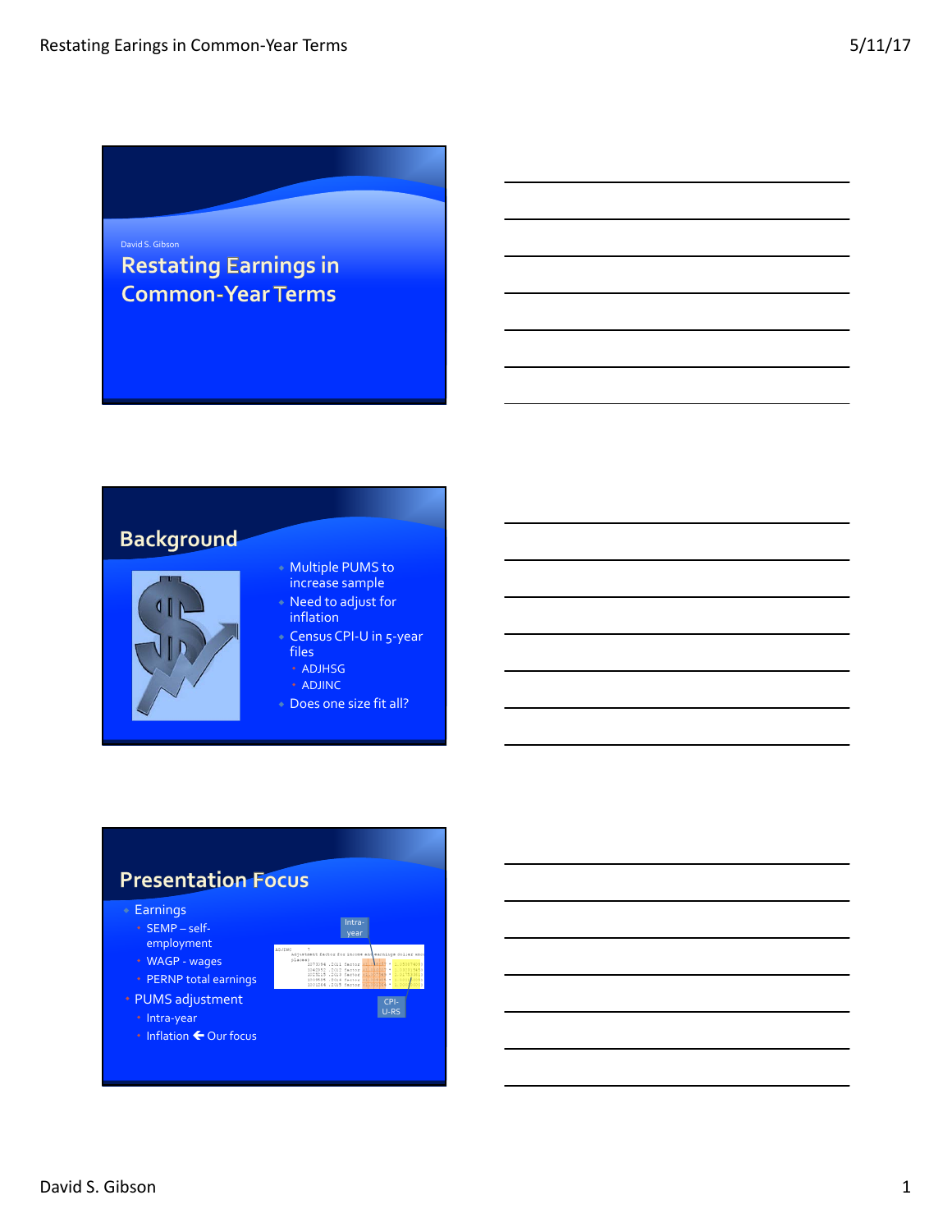David S. Gibson

# Restating Earnings in Common-Year Terms

## Background

- Multiple PUMS to increase sample
- Need to adjust for inflation
- Census CPI-U in 5-year files
  - ADJHSG
  - ADJINC
- Does one size fit all?

## Presentation Focus

- Earnings
  - SEMP – self-employment
  - WAGP - wages
  - PERNP total earnings
- PUMS adjustment
  - Intra-year
  - Inflation ← Our focus

Intra-year

CPI-U-RS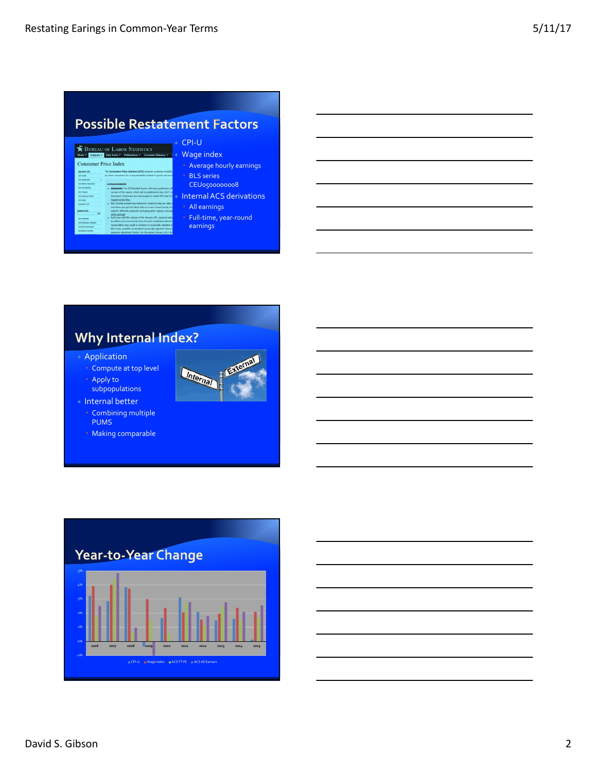## Possible Restatement Factors

- CPI-U
- Wage index
  - Average hourly earnings
  - BLS series CEU0500000008
- Internal ACS derivations
  - All earnings
  - Full-time, year-round earnings

## Why Internal Index?

- Application
  - Compute at top level
  - Apply to subpopulations
- Internal better
  - Combining multiple PUMS
  - Making comparable

## Year-to-Year Change

CPI-U | Wage Index | ACS FTYR | ACS All Earners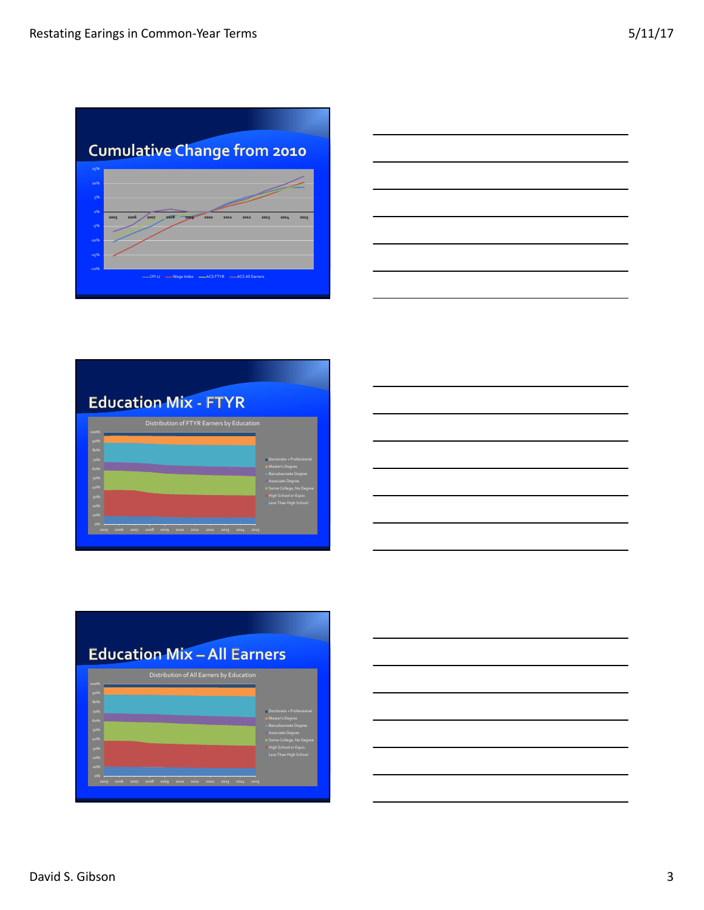## Cumulative Change from 2010

15%
10%
5%
0%
-5%
-10%
-15%
-20%

2005 2006 2007 2008 2009 2010 2011 2012 2013 2014 2015

CPI-U — Wage Index — ACS FTYR — ACS All Earners

## Education Mix - FTYR

Distribution of FTYR Earners by Education

100%
90%
80%
70%
60%
50%
40%
30%
20%
10%
0%

2005 2006 2007 2008 2009 2010 2011 2012 2013 2014 2015

- Doctorate + Professional
- Master's Degree
- Baccalaureate Degree
- Associate Degree
- Some College, No Degree
- High School or Equiv.
- Less Than High School

## Education Mix – All Earners

Distribution of All Earners by Education

100%
90%
80%
70%
60%
50%
40%
30%
20%
10%
0%

2005 2006 2007 2008 2009 2010 2011 2012 2013 2014 2015

- Doctorate + Professional
- Master's Degree
- Baccalaureate Degree
- Associate Degree
- Some College, No Degree
- High School or Equiv.
- Less Than High School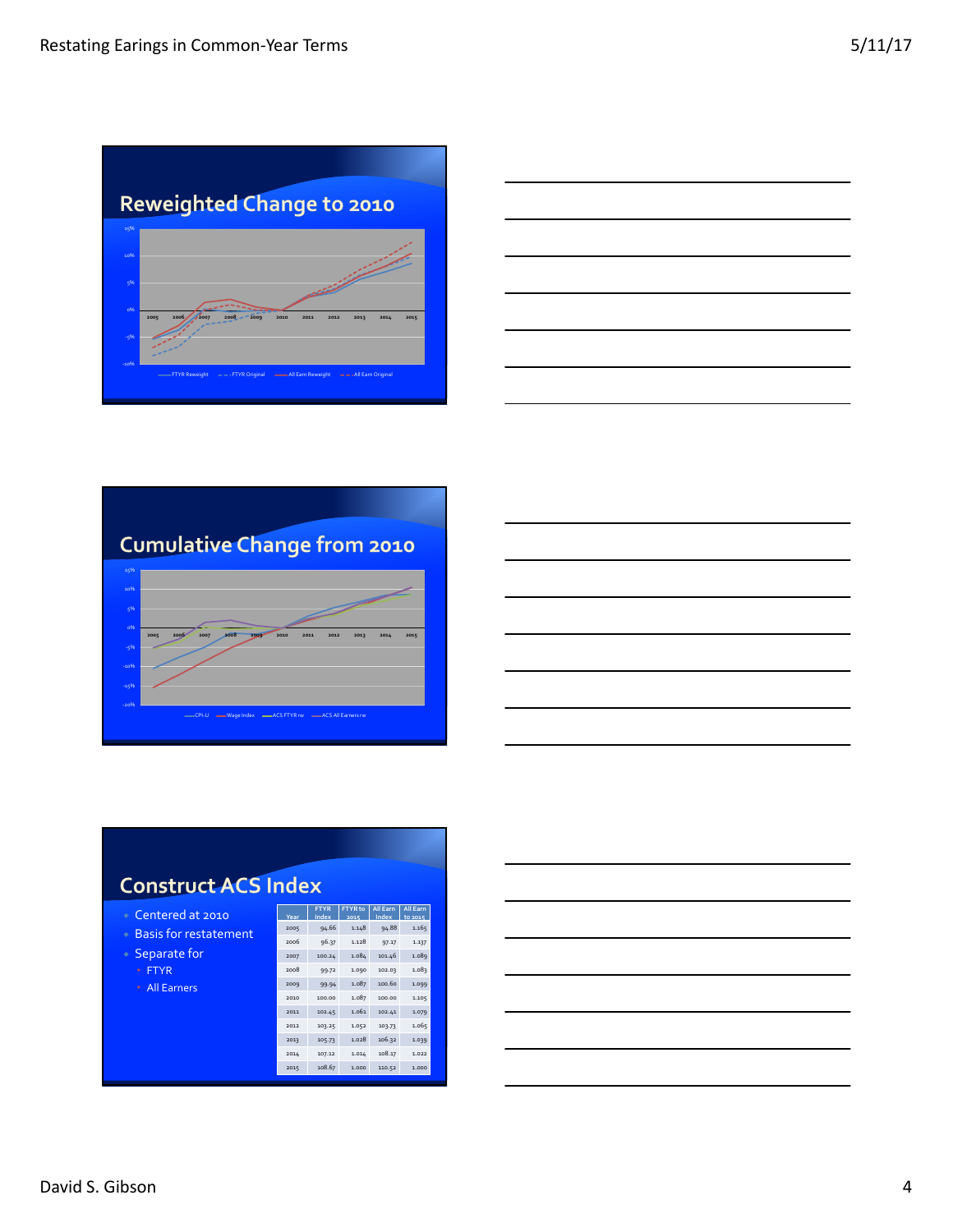## Reweighted Change to 2010

| 15% |
|---|

Legend: FTYR Reweight, FTYR Original, All Earn Reweight, All Earn Original

## Cumulative Change from 2010

Legend: CPI-U, Wage Index, ACS FTYR rw, ACS All Earners rw

## Construct ACS Index

- Centered at 2010
- Basis for restatement
- Separate for
  - FTYR
  - All Earners

| Year | FTYR Index | FTYR to 2015 | All Earn Index | All Earn to 2015 |
|---|---|---|---|---|
| 2005 | 94.66 | 1.148 | 94.88 | 1.165 |
| 2006 | 96.37 | 1.128 | 97.17 | 1.137 |
| 2007 | 100.24 | 1.084 | 101.46 | 1.089 |
| 2008 | 99.72 | 1.090 | 102.03 | 1.083 |
| 2009 | 99.94 | 1.087 | 100.60 | 1.099 |
| 2010 | 100.00 | 1.087 | 100.00 | 1.105 |
| 2011 | 102.45 | 1.061 | 102.41 | 1.079 |
| 2012 | 103.25 | 1.052 | 103.73 | 1.065 |
| 2013 | 105.73 | 1.028 | 106.32 | 1.039 |
| 2014 | 107.12 | 1.014 | 108.17 | 1.022 |
| 2015 | 108.67 | 1.000 | 110.52 | 1.000 |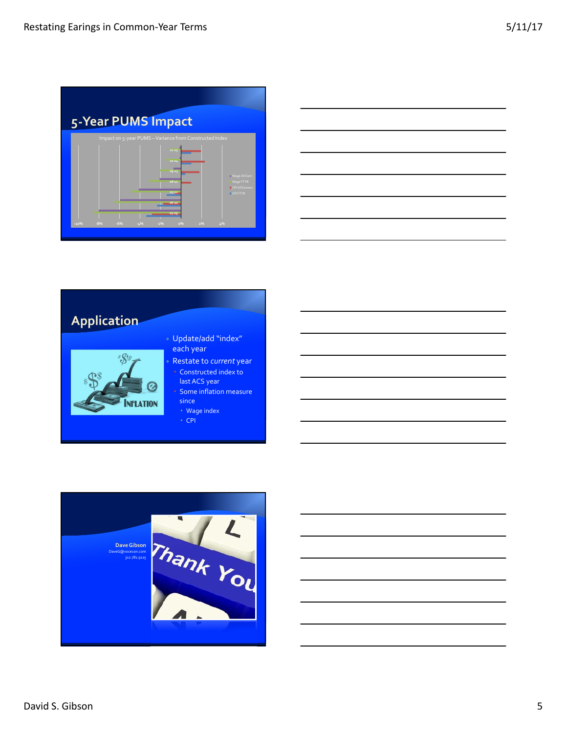## 5-Year PUMS Impact

Impact on 5-year PUMS – Variance from Constructed Index

11-15
10-14
09-13
08-12
07-11
06-10
05-09

-10% -8% -6% -4% -2% 0% 2% 4%

Wage All Earn
Wage FTYR
CPI All Earners
CPI FTYR

## Application

- Update/add "index" each year
- Restate to *current* year
  - Constructed index to last ACS year
  - Some inflation measure since
    - Wage index
    - CPI

INFLATION

**Dave Gibson**
DaveG@vocecon.com
312.781.9125

Thank You